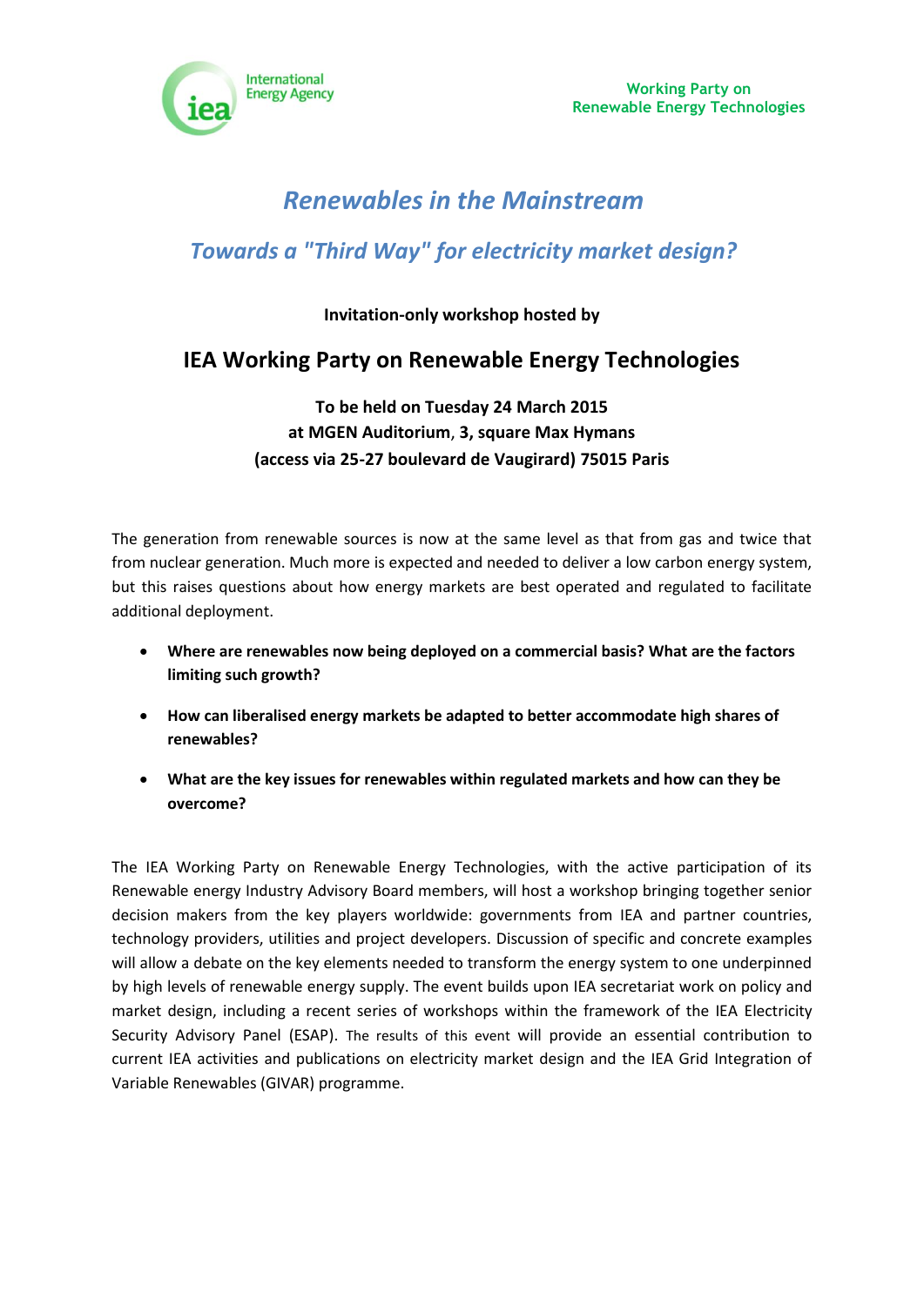International Energy Agency

Working Party on Renewable Energy Technologies

# *Renewables in the Mainstream*

## *Towards a "Third Way" for electricity market design?*

**Invitation-only workshop hosted by**

## IEA Working Party on Renewable Energy Technologies

**To be held on Tuesday 24 March 2015**
**at MGEN Auditorium, 3, square Max Hymans**
**(access via 25-27 boulevard de Vaugirard) 75015 Paris**

The generation from renewable sources is now at the same level as that from gas and twice that from nuclear generation. Much more is expected and needed to deliver a low carbon energy system, but this raises questions about how energy markets are best operated and regulated to facilitate additional deployment.

- **Where are renewables now being deployed on a commercial basis? What are the factors limiting such growth?**
- **How can liberalised energy markets be adapted to better accommodate high shares of renewables?**
- **What are the key issues for renewables within regulated markets and how can they be overcome?**

The IEA Working Party on Renewable Energy Technologies, with the active participation of its Renewable energy Industry Advisory Board members, will host a workshop bringing together senior decision makers from the key players worldwide: governments from IEA and partner countries, technology providers, utilities and project developers. Discussion of specific and concrete examples will allow a debate on the key elements needed to transform the energy system to one underpinned by high levels of renewable energy supply. The event builds upon IEA secretariat work on policy and market design, including a recent series of workshops within the framework of the IEA Electricity Security Advisory Panel (ESAP). The results of this event will provide an essential contribution to current IEA activities and publications on electricity market design and the IEA Grid Integration of Variable Renewables (GIVAR) programme.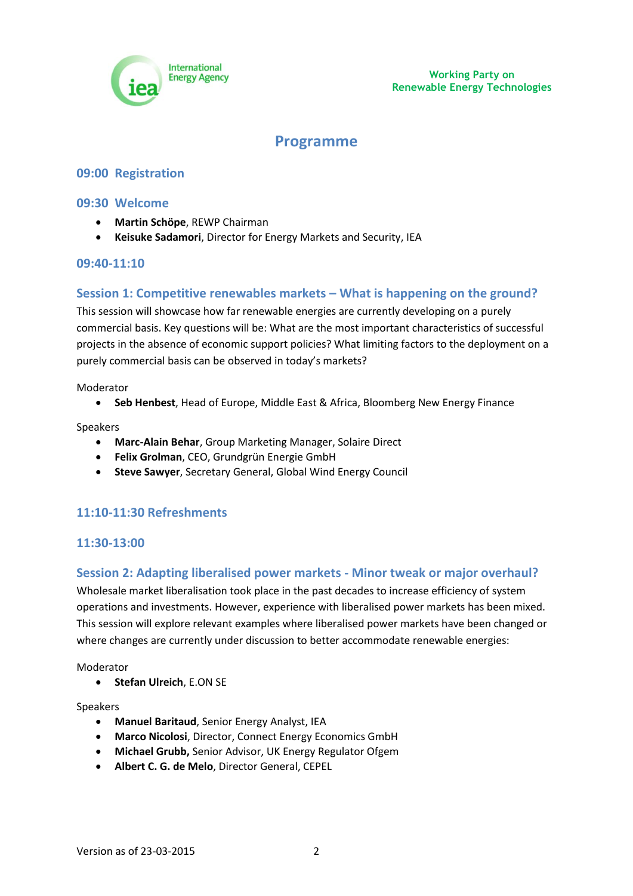International Energy Agency

Working Party on
Renewable Energy Technologies

# Programme

## 09:00 Registration

## 09:30 Welcome

- **Martin Schöpe**, REWP Chairman
- **Keisuke Sadamori**, Director for Energy Markets and Security, IEA

## 09:40-11:10

## Session 1: Competitive renewables markets – What is happening on the ground?

This session will showcase how far renewable energies are currently developing on a purely commercial basis. Key questions will be: What are the most important characteristics of successful projects in the absence of economic support policies? What limiting factors to the deployment on a purely commercial basis can be observed in today's markets?

Moderator

- **Seb Henbest**, Head of Europe, Middle East & Africa, Bloomberg New Energy Finance

Speakers

- **Marc-Alain Behar**, Group Marketing Manager, Solaire Direct
- **Felix Grolman**, CEO, Grundgrün Energie GmbH
- **Steve Sawyer**, Secretary General, Global Wind Energy Council

## 11:10-11:30 Refreshments

## 11:30-13:00

## Session 2: Adapting liberalised power markets - Minor tweak or major overhaul?

Wholesale market liberalisation took place in the past decades to increase efficiency of system operations and investments. However, experience with liberalised power markets has been mixed. This session will explore relevant examples where liberalised power markets have been changed or where changes are currently under discussion to better accommodate renewable energies:

Moderator

- **Stefan Ulreich**, E.ON SE

Speakers

- **Manuel Baritaud**, Senior Energy Analyst, IEA
- **Marco Nicolosi**, Director, Connect Energy Economics GmbH
- **Michael Grubb,** Senior Advisor, UK Energy Regulator Ofgem
- **Albert C. G. de Melo**, Director General, CEPEL

Version as of 23-03-2015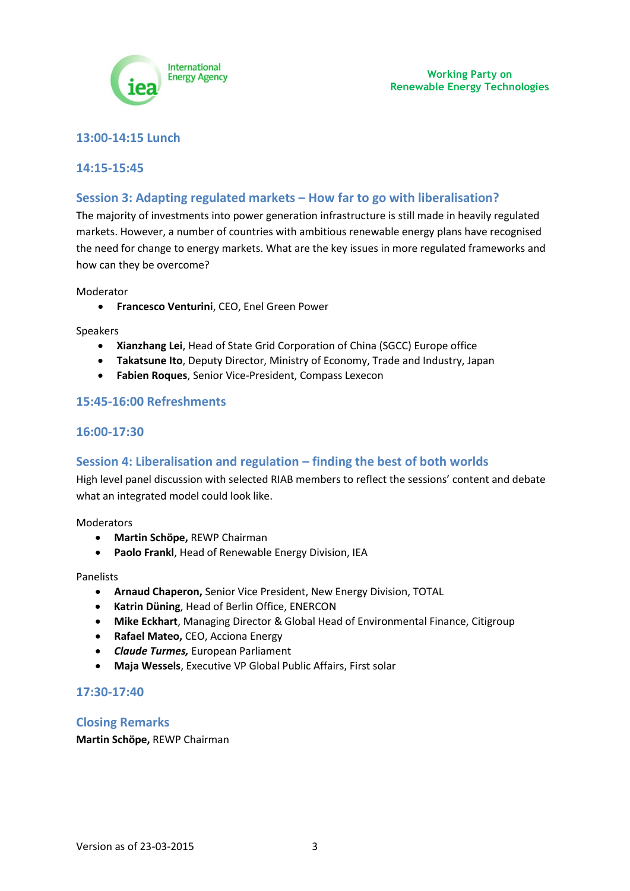## 13:00-14:15 Lunch

## 14:15-15:45

## Session 3: Adapting regulated markets – How far to go with liberalisation?

The majority of investments into power generation infrastructure is still made in heavily regulated markets. However, a number of countries with ambitious renewable energy plans have recognised the need for change to energy markets. What are the key issues in more regulated frameworks and how can they be overcome?

Moderator

- **Francesco Venturini**, CEO, Enel Green Power

Speakers

- **Xianzhang Lei**, Head of State Grid Corporation of China (SGCC) Europe office
- **Takatsune Ito**, Deputy Director, Ministry of Economy, Trade and Industry, Japan
- **Fabien Roques**, Senior Vice-President, Compass Lexecon

## 15:45-16:00 Refreshments

## 16:00-17:30

## Session 4: Liberalisation and regulation – finding the best of both worlds

High level panel discussion with selected RIAB members to reflect the sessions' content and debate what an integrated model could look like.

Moderators

- **Martin Schöpe,** REWP Chairman
- **Paolo Frankl**, Head of Renewable Energy Division, IEA

Panelists

- **Arnaud Chaperon,** Senior Vice President, New Energy Division, TOTAL
- **Katrin Düning**, Head of Berlin Office, ENERCON
- **Mike Eckhart**, Managing Director & Global Head of Environmental Finance, Citigroup
- **Rafael Mateo,** CEO, Acciona Energy
- ***Claude Turmes,*** European Parliament
- **Maja Wessels**, Executive VP Global Public Affairs, First solar

## 17:30-17:40

## Closing Remarks

**Martin Schöpe,** REWP Chairman

Version as of 23-03-2015